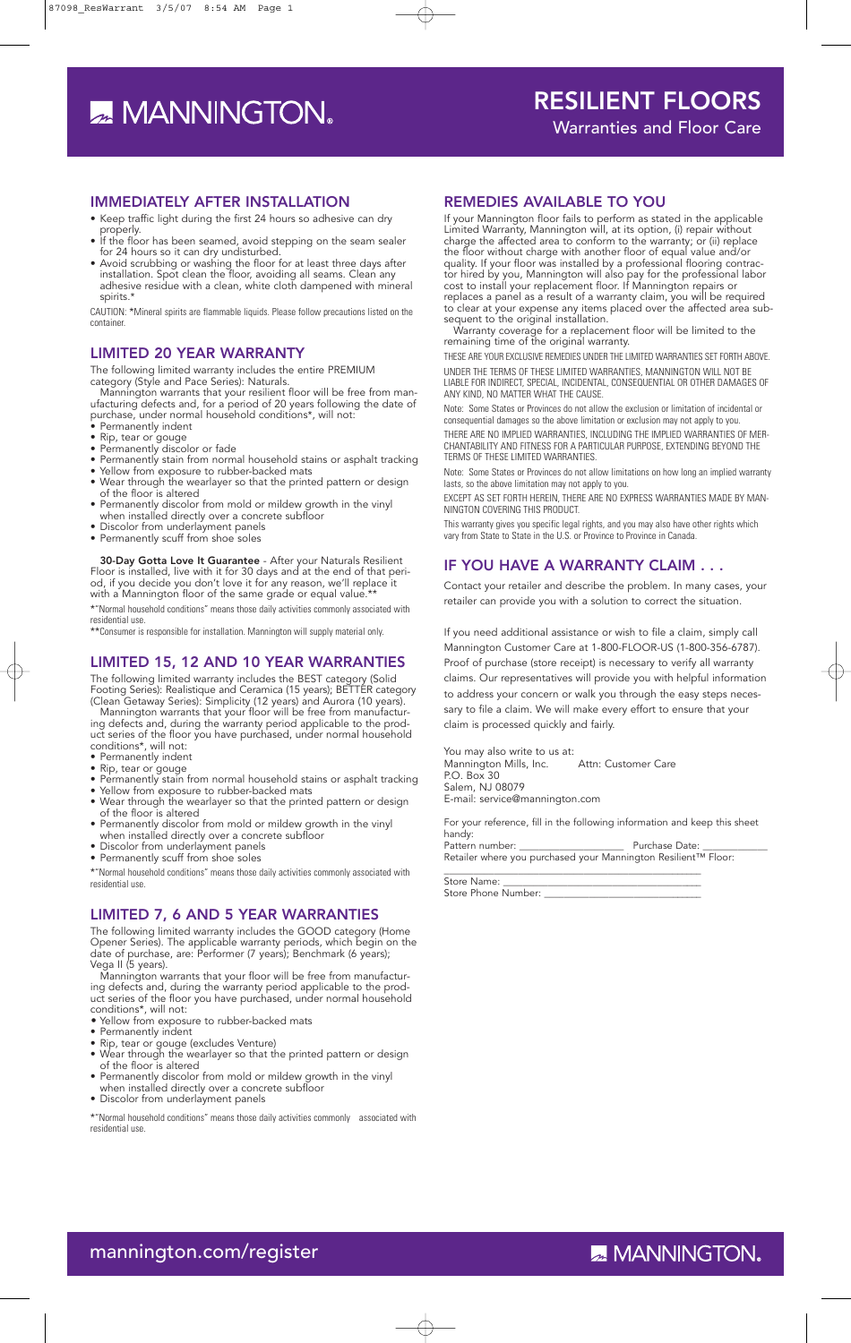# MANNINGTON

# RESILIENT FLOORS

## Warranties and Floor Care

## IMMEDIATELY AFTER INSTALLATION

- Keep traffic light during the first 24 hours so adhesive can dry properly.
- If the floor has been seamed, avoid stepping on the seam sealer for 24 hours so it can dry undisturbed.
- Avoid scrubbing or washing the floor for at least three days after installation. Spot clean the floor, avoiding all seams. Clean any adhesive residue with a clean, white cloth dampened with mineral spirits.*

CAUTION: *Mineral spirits are flammable liquids. Please follow precautions listed on the container.

## LIMITED 20 YEAR WARRANTY

The following limited warranty includes the entire PREMIUM category (Style and Pace Series): Naturals.

Mannington warrants that your resilient floor will be free from manufacturing defects and, for a period of 20 years following the date of purchase, under normal household conditions*, will not:

- Permanently indent
- Rip, tear or gouge
- Permanently discolor or fade
- Permanently stain from normal household stains or asphalt tracking
- Yellow from exposure to rubber-backed mats
- Wear through the wearlayer so that the printed pattern or design of the floor is altered
- Permanently discolor from mold or mildew growth in the vinyl when installed directly over a concrete subfloor
- Discolor from underlayment panels
- Permanently scuff from shoe soles

**30-Day Gotta Love It Guarantee** - After your Naturals Resilient Floor is installed, live with it for 30 days and at the end of that period, if you decide you don't love it for any reason, we'll replace it with a Mannington floor of the same grade or equal value.**

*"Normal household conditions" means those daily activities commonly associated with residential use.

**Consumer is responsible for installation. Mannington will supply material only.

## LIMITED 15, 12 AND 10 YEAR WARRANTIES

The following limited warranty includes the BEST category (Solid Footing Series): Realistique and Ceramica (15 years); BETTER category (Clean Getaway Series): Simplicity (12 years) and Aurora (10 years).

Mannington warrants that your floor will be free from manufacturing defects and, during the warranty period applicable to the product series of the floor you have purchased, under normal household conditions*, will not:

- Permanently indent
- Rip, tear or gouge
- Permanently stain from normal household stains or asphalt tracking
- Yellow from exposure to rubber-backed mats
- Wear through the wearlayer so that the printed pattern or design of the floor is altered
- Permanently discolor from mold or mildew growth in the vinyl when installed directly over a concrete subfloor
- Discolor from underlayment panels
- Permanently scuff from shoe soles

*"Normal household conditions" means those daily activities commonly associated with residential use.

## LIMITED 7, 6 AND 5 YEAR WARRANTIES

The following limited warranty includes the GOOD category (Home Opener Series). The applicable warranty periods, which begin on the date of purchase, are: Performer (7 years); Benchmark (6 years); Vega II (5 years).

Mannington warrants that your floor will be free from manufacturing defects and, during the warranty period applicable to the product series of the floor you have purchased, under normal household conditions*, will not:

- Yellow from exposure to rubber-backed mats
- Permanently indent
- Rip, tear or gouge (excludes Venture)
- Wear through the wearlayer so that the printed pattern or design of the floor is altered
- Permanently discolor from mold or mildew growth in the vinyl when installed directly over a concrete subfloor
- Discolor from underlayment panels

*"Normal household conditions" means those daily activities commonly associated with residential use.

## REMEDIES AVAILABLE TO YOU

If your Mannington floor fails to perform as stated in the applicable Limited Warranty, Mannington will, at its option, (i) repair without charge the affected area to conform to the warranty; or (ii) replace the floor without charge with another floor of equal value and/or quality. If your floor was installed by a professional flooring contractor hired by you, Mannington will also pay for the professional labor cost to install your replacement floor. If Mannington repairs or replaces a panel as a result of a warranty claim, you will be required to clear at your expense any items placed over the affected area subsequent to the original installation.

Warranty coverage for a replacement floor will be limited to the remaining time of the original warranty.

THESE ARE YOUR EXCLUSIVE REMEDIES UNDER THE LIMITED WARRANTIES SET FORTH ABOVE.

UNDER THE TERMS OF THESE LIMITED WARRANTIES, MANNINGTON WILL NOT BE LIABLE FOR INDIRECT, SPECIAL, INCIDENTAL, CONSEQUENTIAL OR OTHER DAMAGES OF ANY KIND, NO MATTER WHAT THE CAUSE.

Note: Some States or Provinces do not allow the exclusion or limitation of incidental or consequential damages so the above limitation or exclusion may not apply to you.

THERE ARE NO IMPLIED WARRANTIES, INCLUDING THE IMPLIED WARRANTIES OF MERCHANTABILITY AND FITNESS FOR A PARTICULAR PURPOSE, EXTENDING BEYOND THE TERMS OF THESE LIMITED WARRANTIES.

Note: Some States or Provinces do not allow limitations on how long an implied warranty lasts, so the above limitation may not apply to you.

EXCEPT AS SET FORTH HEREIN, THERE ARE NO EXPRESS WARRANTIES MADE BY MANNINGTON COVERING THIS PRODUCT.

This warranty gives you specific legal rights, and you may also have other rights which vary from State to State in the U.S. or Province to Province in Canada.

## IF YOU HAVE A WARRANTY CLAIM . . .

Contact your retailer and describe the problem. In many cases, your retailer can provide you with a solution to correct the situation.

If you need additional assistance or wish to file a claim, simply call Mannington Customer Care at 1-800-FLOOR-US (1-800-356-6787). Proof of purchase (store receipt) is necessary to verify all warranty claims. Our representatives will provide you with helpful information to address your concern or walk you through the easy steps necessary to file a claim. We will make every effort to ensure that your claim is processed quickly and fairly.

You may also write to us at:
Mannington Mills, Inc. Attn: Customer Care
P.O. Box 30
Salem, NJ 08079
E-mail: service@mannington.com

For your reference, fill in the following information and keep this sheet handy:

Pattern number: ___________________ Purchase Date: ____________

Retailer where you purchased your Mannington Resilient™ Floor:

_______________________________________________

Store Name: ____________________________________

Store Phone Number: _____________________________

mannington.com/register

MANNINGTON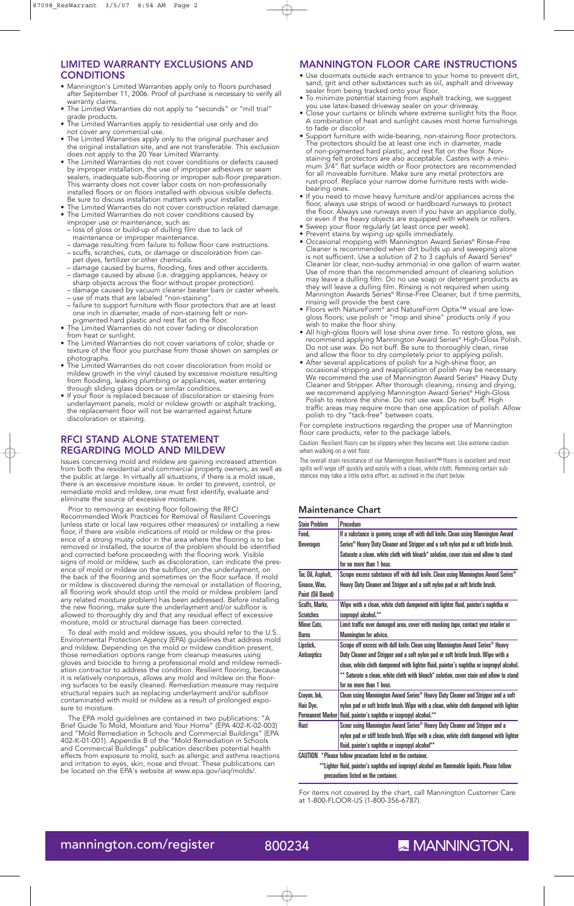## LIMITED WARRANTY EXCLUSIONS AND CONDITIONS

- Mannington's Limited Warranties apply only to floors purchased after September 11, 2006. Proof of purchase is necessary to verify all warranty claims.
- The Limited Warranties do not apply to "seconds" or "mill trial" grade products.
- The Limited Warranties apply to residential use only and do not cover any commercial use.
- The Limited Warranties apply only to the original purchaser and the original installation site, and are not transferable. This exclusion does not apply to the 20 Year Limited Warranty.
- The Limited Warranties do not cover conditions or defects caused by improper installation, the use of improper adhesives or seam sealers, inadequate sub-flooring or improper sub-floor preparation. This warranty does not cover labor costs on non-professionally installed floors or on floors installed with obvious visible defects. Be sure to discuss installation matters with your installer.
- The Limited Warranties do not cover construction related damage.
- The Limited Warranties do not cover conditions caused by improper use or maintenance, such as:
  - loss of gloss or build-up of dulling film due to lack of maintenance or improper maintenance.
  - damage resulting from failure to follow floor care instructions.
  - scuffs, scratches, cuts, or damage or discoloration from carpet dyes, fertilizer or other chemicals.
  - damage caused by burns, flooding, fires and other accidents.
  - damage caused by abuse (i.e. dragging appliances, heavy or sharp objects across the floor without proper protection).
  - damage caused by vacuum cleaner beater bars or caster wheels.
  - use of mats that are labeled "non-staining".
  - failure to support furniture with floor protectors that are at least one inch in diameter, made of non-staining felt or non-pigmented hard plastic and rest flat on the floor.
- The Limited Warranties do not cover fading or discoloration from heat or sunlight.
- The Limited Warranties do not cover variations of color, shade or texture of the floor you purchase from those shown on samples or photographs.
- The Limited Warranties do not cover discoloration from mold or mildew growth in the vinyl caused by excessive moisture resulting from flooding, leaking plumbing or appliances, water entering through sliding glass doors or similar conditions.
- If your floor is replaced because of discoloration or staining from underlayment panels, mold or mildew growth or asphalt tracking, the replacement floor will not be warranted against future discoloration or staining.

## RFCI STAND ALONE STATEMENT REGARDING MOLD AND MILDEW

Issues concerning mold and mildew are gaining increased attention from both the residential and commercial property owners, as well as the public at large. In virtually all situations, if there is a mold issue, there is an excessive moisture issue. In order to prevent, control, or remediate mold and mildew, one must first identify, evaluate and eliminate the source of excessive moisture.

Prior to removing an existing floor following the RFCI Recommended Work Practices for Removal of Resilient Coverings (unless state or local law requires other measures) or installing a new floor, if there are visible indications of mold or mildew or the presence of a strong musty odor in the area where the flooring is to be removed or installed, the source of the problem should be identified and corrected before proceeding with the flooring work. Visible signs of mold or mildew, such as discoloration, can indicate the presence of mold or mildew on the subfloor, on the underlayment, on the back of the flooring and sometimes on the floor surface. If mold or mildew is discovered during the removal or installation of flooring, all flooring work should stop until the mold or mildew problem (and any related moisture problem) has been addressed. Before installing the new flooring, make sure the underlayment and/or subfloor is allowed to thoroughly dry and that any residual effect of excessive moisture, mold or structural damage has been corrected.

To deal with mold and mildew issues, you should refer to the U.S. Environmental Protection Agency (EPA) guidelines that address mold and mildew. Depending on the mold or mildew condition present, those remediation options range from cleanup measures using gloves and biocide to hiring a professional mold and mildew remediation contractor to address the condition. Resilient flooring, because it is relatively nonporous, allows any mold and mildew on the flooring surfaces to be easily cleaned. Remediation measure may require structural repairs such as replacing underlayment and/or subfloor contaminated with mold or mildew as a result of prolonged exposure to moisture.

The EPA mold guidelines are contained in two publications: "A Brief Guide To Mold, Moisture and Your Home" (EPA 402-K-02-003) and "Mold Remediation in Schools and Commercial Buildings" (EPA 402-K-01-001). Appendix B of the "Mold Remediation in Schools and Commercial Buildings" publication describes potential health effects from exposure to mold, such as allergic and asthma reactions and irritation to eyes, skin, nose and throat. These publications can be located on the EPA's website at www.epa.gov/iaq/molds/.

## MANNINGTON FLOOR CARE INSTRUCTIONS

- Use doormats outside each entrance to your home to prevent dirt, sand, grit and other substances such as oil, asphalt and driveway sealer from being tracked onto your floor.
- To minimize potential staining from asphalt tracking, we suggest you use latex-based driveway sealer on your driveway.
- Close your curtains or blinds where extreme sunlight hits the floor. A combination of heat and sunlight causes most home furnishings to fade or discolor.
- Support furniture with wide-bearing, non-staining floor protectors. The protectors should be at least one inch in diameter, made of non-pigmented hard plastic, and rest flat on the floor. Non-staining felt protectors are also acceptable. Casters with a minimum 3/4" flat surface width or floor protectors are recommended for all moveable furniture. Make sure any metal protectors are rust-proof. Replace your narrow dome furniture rests with wide-bearing ones.
- If you need to move heavy furniture and/or appliances across the floor, always use strips of wood or hardboard runways to protect the floor. Always use runways even if you have an appliance dolly, or even if the heavy objects are equipped with wheels or rollers.
- Sweep your floor regularly (at least once per week).
- Prevent stains by wiping up spills immediately.
- Occasional mopping with Mannington Award Series® Rinse-Free Cleaner is recommended when dirt builds up and sweeping alone is not sufficient. Use a solution of 2 to 3 capfuls of Award Series® Cleaner (or clear, non-sudsy ammonia) in one gallon of warm water. Use of more than the recommended amount of cleaning solution may leave a dulling film. Do no use soap or detergent products as they will leave a dulling film. Rinsing is not required when using Mannington Awards Series® Rinse-Free Cleaner, but if time permits, rinsing will provide the best care.
- Floors with NatureForm® and NatureForm Optix™ visual are low-gloss floors; use polish or "mop and shine" products only if you wish to make the floor shiny.
- All high-gloss floors will lose shine over time. To restore gloss, we recommend applying Mannington Award Series® High-Gloss Polish. Do not use wax. Do not buff. Be sure to thoroughly clean, rinse and allow the floor to dry completely prior to applying polish.
- After several applications of polish for a high-shine floor, an occasional stripping and reapplication of polish may be necessary. We recommend the use of Mannington Award Series® Heavy Duty Cleaner and Stripper. After thorough cleaning, rinsing and drying, we recommend applying Mannington Award Series® High-Gloss Polish to restore the shine. Do not use wax. Do not buff. High traffic areas may require more than one application of polish. Allow polish to dry "tack-free" between coats.

For complete instructions regarding the proper use of Mannington floor care products, refer to the package labels.

Caution: Resilient floors can be slippery when they become wet. Use extreme caution when walking on a wet floor.

The overall stain resistance of our Mannington Resilient™ floors is excellent and most spills will wipe off quickly and easily with a clean, white cloth. Removing certain substances may take a little extra effort, as outlined in the chart below.

### Maintenance Chart

| Stain Problem | Procedure |
|---|---|
| Food, Beverages | If a substance is gummy, scrape off with dull knife. Clean using Mannington Award Series® Heavy Duty Cleaner and Stripper and a soft nylon pad or soft bristle brush. Saturate a clean, white cloth with bleach* solution, cover stain and allow to stand for no more than 1 hour. |
| Tar, Oil, Asphalt, Grease, Wax, Paint (Oil Based) | Scrape excess substance off with dull knife. Clean using Mannington Award Series® Heavy Duty Cleaner and Stripper and a soft nylon pad or soft bristle brush. |
| Scuffs, Marks, Scratches | Wipe with a clean, white cloth dampened with lighter fluid, painter's naphtha or isopropyl alcohol.** |
| Minor Cuts, Burns | Limit traffic over damaged area, cover with masking tape, contact your retailer or Mannington for advice. |
| Lipstick, Antiseptics | Scrape off excess with dull knife. Clean using Mannington Award Series® Heavy Duty Cleaner and Stripper and a soft nylon pad or soft bristle brush. Wipe with a clean, white cloth dampened with lighter fluid, painter's naphtha or isopropyl alcohol. ** Saturate a clean, white cloth with bleach* solution, cover stain and allow to stand for no more than 1 hour. |
| Crayon, Ink, Hair Dye, Permanent Marker | Clean using Mannington Award Series® Heavy Duty Cleaner and Stripper and a soft nylon pad or soft bristle brush. Wipe with a clean, white cloth dampened with lighter fluid, painter's naphtha or isopropyl alcohol.** |
| Rust | Scour using Mannington Award Series® Heavy Duty Cleaner and Stripper and a nylon pad or stiff bristle brush. Wipe with a clean, white cloth dampened with lighter fluid, painter's naphtha or isopropyl alcohol** |

CAUTION \*Please follow precautions listed on the container.

\*\*Lighter fluid, painter's naphtha and isopropyl alcohol are flammable liquids. Please follow precautions listed on the container.

For items not covered by the chart, call Mannington Customer Care at 1-800-FLOOR-US (1-800-356-6787).

mannington.com/register

800234

MANNINGTON.